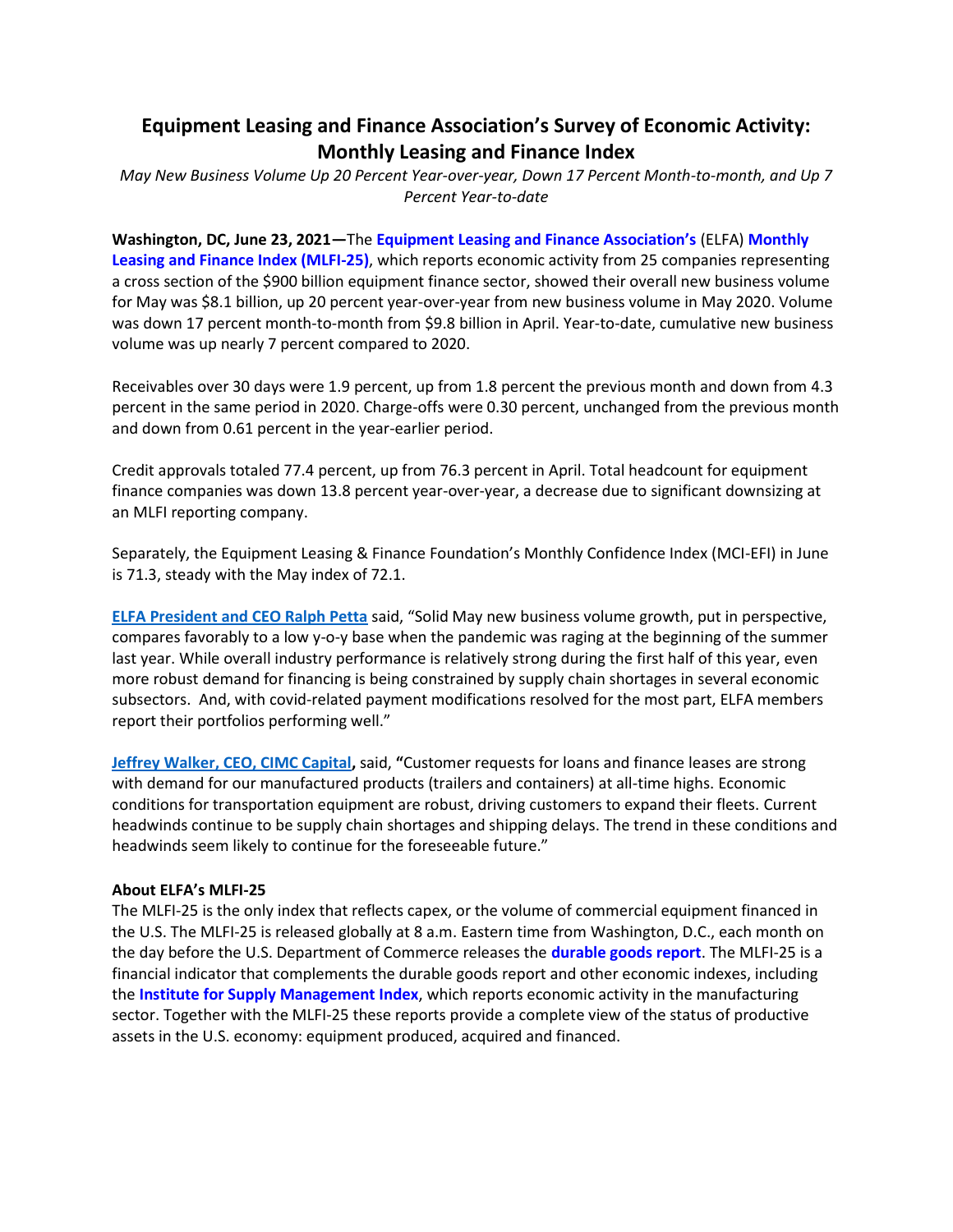# Equipment Leasing and Finance Association's Survey of Economic Activity: Monthly Leasing and Finance Index

*May New Business Volume Up 20 Percent Year-over-year, Down 17 Percent Month-to-month, and Up 7 Percent Year-to-date*

**Washington, DC, June 23, 2021—**The **Equipment Leasing and Finance Association's** (ELFA) **Monthly Leasing and Finance Index (MLFI-25)**, which reports economic activity from 25 companies representing a cross section of the $900 billion equipment finance sector, showed their overall new business volume for May was $8.1 billion, up 20 percent year-over-year from new business volume in May 2020. Volume was down 17 percent month-to-month from $9.8 billion in April. Year-to-date, cumulative new business volume was up nearly 7 percent compared to 2020.

Receivables over 30 days were 1.9 percent, up from 1.8 percent the previous month and down from 4.3 percent in the same period in 2020. Charge-offs were 0.30 percent, unchanged from the previous month and down from 0.61 percent in the year-earlier period.

Credit approvals totaled 77.4 percent, up from 76.3 percent in April. Total headcount for equipment finance companies was down 13.8 percent year-over-year, a decrease due to significant downsizing at an MLFI reporting company.

Separately, the Equipment Leasing & Finance Foundation's Monthly Confidence Index (MCI-EFI) in June is 71.3, steady with the May index of 72.1.

**ELFA President and CEO Ralph Petta** said, "Solid May new business volume growth, put in perspective, compares favorably to a low y-o-y base when the pandemic was raging at the beginning of the summer last year. While overall industry performance is relatively strong during the first half of this year, even more robust demand for financing is being constrained by supply chain shortages in several economic subsectors. And, with covid-related payment modifications resolved for the most part, ELFA members report their portfolios performing well."

**Jeffrey Walker, CEO, CIMC Capital,** said, **"**Customer requests for loans and finance leases are strong with demand for our manufactured products (trailers and containers) at all-time highs. Economic conditions for transportation equipment are robust, driving customers to expand their fleets. Current headwinds continue to be supply chain shortages and shipping delays. The trend in these conditions and headwinds seem likely to continue for the foreseeable future."

**About ELFA's MLFI-25**

The MLFI-25 is the only index that reflects capex, or the volume of commercial equipment financed in the U.S. The MLFI-25 is released globally at 8 a.m. Eastern time from Washington, D.C., each month on the day before the U.S. Department of Commerce releases the **durable goods report**. The MLFI-25 is a financial indicator that complements the durable goods report and other economic indexes, including the **Institute for Supply Management Index**, which reports economic activity in the manufacturing sector. Together with the MLFI-25 these reports provide a complete view of the status of productive assets in the U.S. economy: equipment produced, acquired and financed.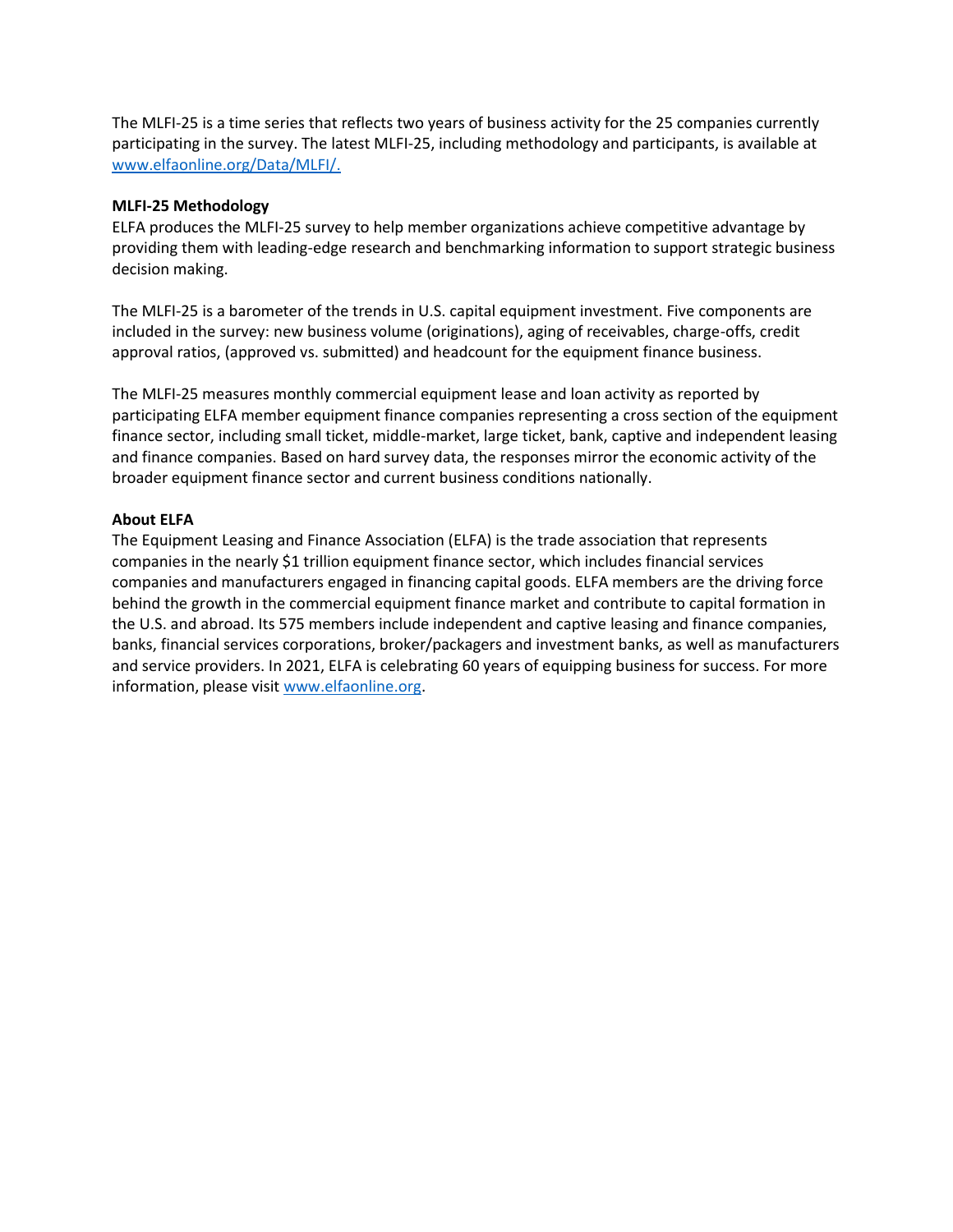The MLFI-25 is a time series that reflects two years of business activity for the 25 companies currently participating in the survey. The latest MLFI-25, including methodology and participants, is available at www.elfaonline.org/Data/MLFI/.

**MLFI-25 Methodology**

ELFA produces the MLFI-25 survey to help member organizations achieve competitive advantage by providing them with leading-edge research and benchmarking information to support strategic business decision making.

The MLFI-25 is a barometer of the trends in U.S. capital equipment investment. Five components are included in the survey: new business volume (originations), aging of receivables, charge-offs, credit approval ratios, (approved vs. submitted) and headcount for the equipment finance business.

The MLFI-25 measures monthly commercial equipment lease and loan activity as reported by participating ELFA member equipment finance companies representing a cross section of the equipment finance sector, including small ticket, middle-market, large ticket, bank, captive and independent leasing and finance companies. Based on hard survey data, the responses mirror the economic activity of the broader equipment finance sector and current business conditions nationally.

**About ELFA**

The Equipment Leasing and Finance Association (ELFA) is the trade association that represents companies in the nearly $1 trillion equipment finance sector, which includes financial services companies and manufacturers engaged in financing capital goods. ELFA members are the driving force behind the growth in the commercial equipment finance market and contribute to capital formation in the U.S. and abroad. Its 575 members include independent and captive leasing and finance companies, banks, financial services corporations, broker/packagers and investment banks, as well as manufacturers and service providers. In 2021, ELFA is celebrating 60 years of equipping business for success. For more information, please visit www.elfaonline.org.